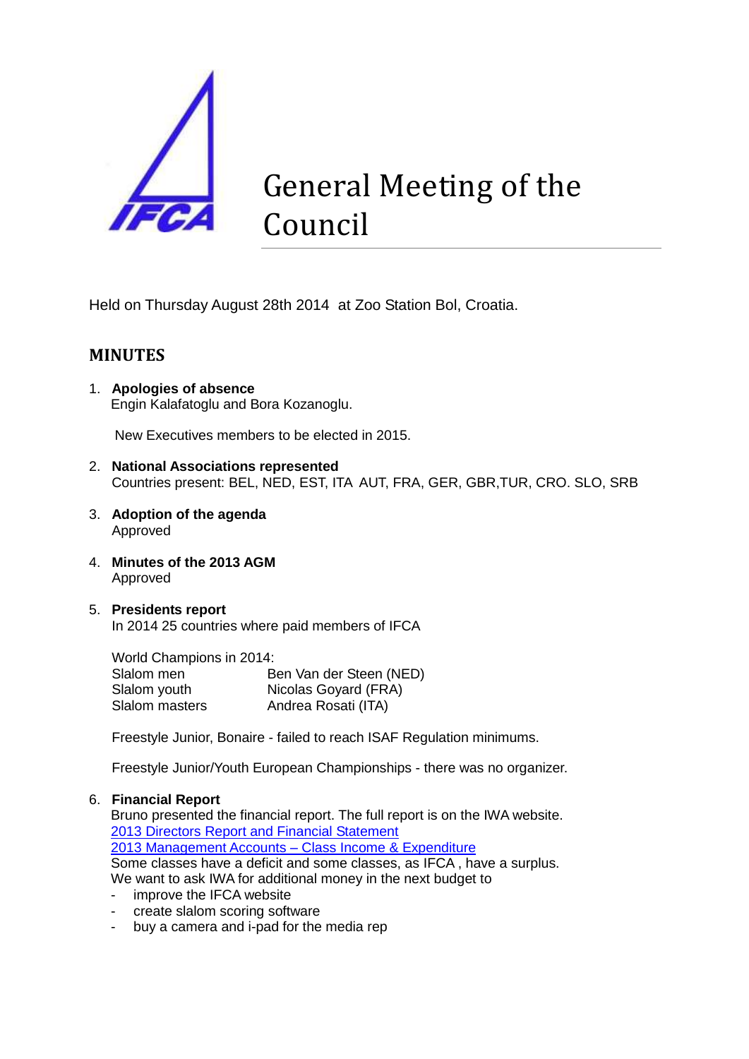IFCA

# General Meeting of the Council

Held on Thursday August 28th 2014 at Zoo Station Bol, Croatia.

## MINUTES

1. **Apologies of absence**
   Engin Kalafatoglu and Bora Kozanoglu.

   New Executives members to be elected in 2015.

2. **National Associations represented**
   Countries present: BEL, NED, EST, ITA AUT, FRA, GER, GBR,TUR, CRO. SLO, SRB

3. **Adoption of the agenda**
   Approved

4. **Minutes of the 2013 AGM**
   Approved

5. **Presidents report**
   In 2014 25 countries where paid members of IFCA

   World Champions in 2014:

   | | |
   |---|---|
   | Slalom men | Ben Van der Steen (NED) |
   | Slalom youth | Nicolas Goyard (FRA) |
   | Slalom masters | Andrea Rosati (ITA) |

   Freestyle Junior, Bonaire - failed to reach ISAF Regulation minimums.

   Freestyle Junior/Youth European Championships - there was no organizer.

6. **Financial Report**
   Bruno presented the financial report. The full report is on the IWA website.
   2013 Directors Report and Financial Statement
   2013 Management Accounts – Class Income & Expenditure
   Some classes have a deficit and some classes, as IFCA , have a surplus.
   We want to ask IWA for additional money in the next budget to
   - improve the IFCA website
   - create slalom scoring software
   - buy a camera and i-pad for the media rep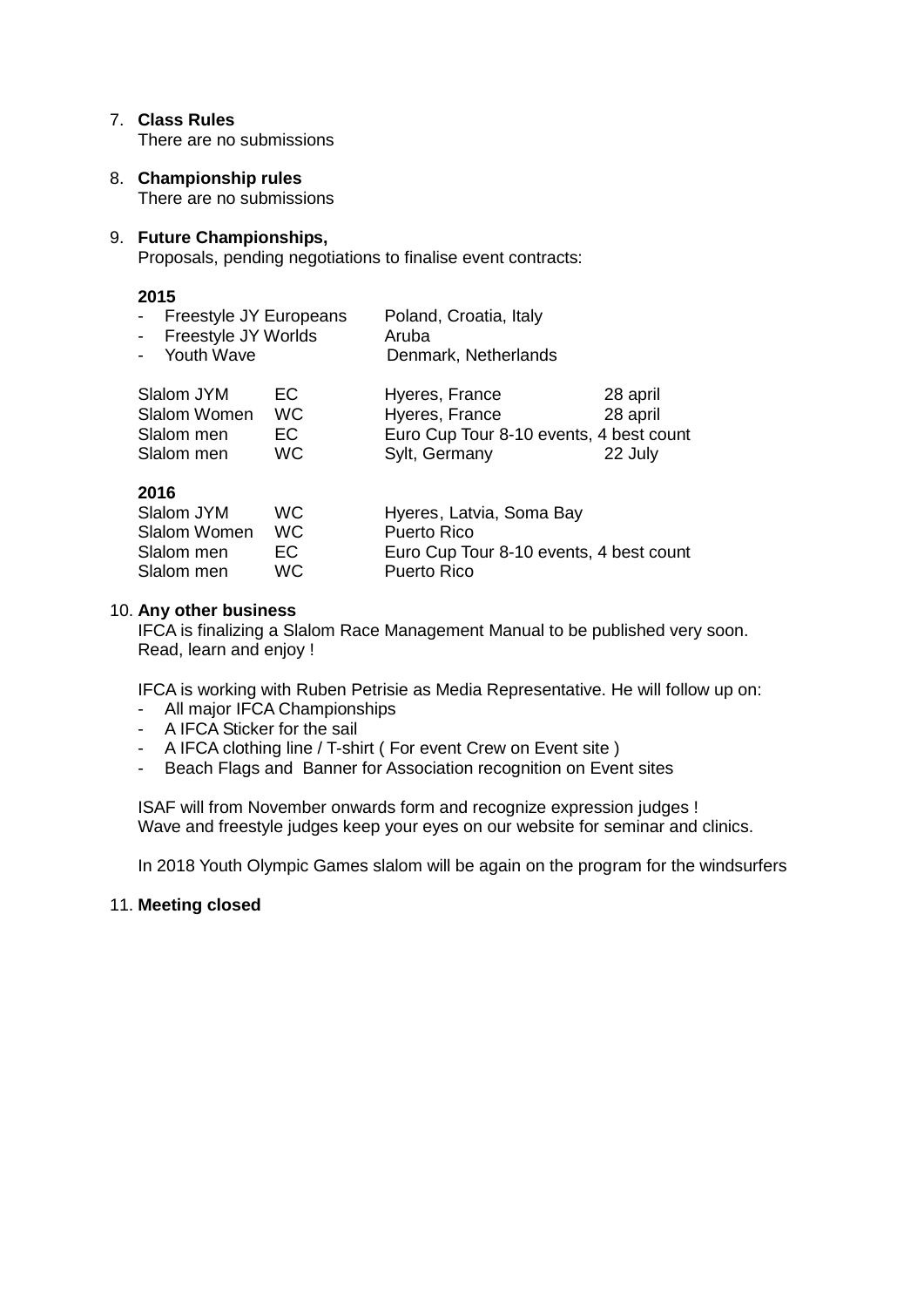7. **Class Rules**
   There are no submissions

8. **Championship rules**
   There are no submissions

9. **Future Championships,**
   Proposals, pending negotiations to finalise event contracts:

   **2015**

   - Freestyle JY Europeans    Poland, Croatia, Italy
   - Freestyle JY Worlds    Aruba
   - Youth Wave    Denmark, Netherlands

   | | | | |
   |---|---|---|---|
   | Slalom JYM | EC | Hyeres, France | 28 april |
   | Slalom Women | WC | Hyeres, France | 28 april |
   | Slalom men | EC | Euro Cup Tour 8-10 events, 4 best count | |
   | Slalom men | WC | Sylt, Germany | 22 July |

   **2016**

   | | | |
   |---|---|---|
   | Slalom JYM | WC | Hyeres, Latvia, Soma Bay |
   | Slalom Women | WC | Puerto Rico |
   | Slalom men | EC | Euro Cup Tour 8-10 events, 4 best count |
   | Slalom men | WC | Puerto Rico |

10. **Any other business**
    IFCA is finalizing a Slalom Race Management Manual to be published very soon.
    Read, learn and enjoy !

    IFCA is working with Ruben Petrisie as Media Representative. He will follow up on:
    - All major IFCA Championships
    - A IFCA Sticker for the sail
    - A IFCA clothing line / T-shirt ( For event Crew on Event site )
    - Beach Flags and Banner for Association recognition on Event sites

    ISAF will from November onwards form and recognize expression judges !
    Wave and freestyle judges keep your eyes on our website for seminar and clinics.

    In 2018 Youth Olympic Games slalom will be again on the program for the windsurfers

11. **Meeting closed**